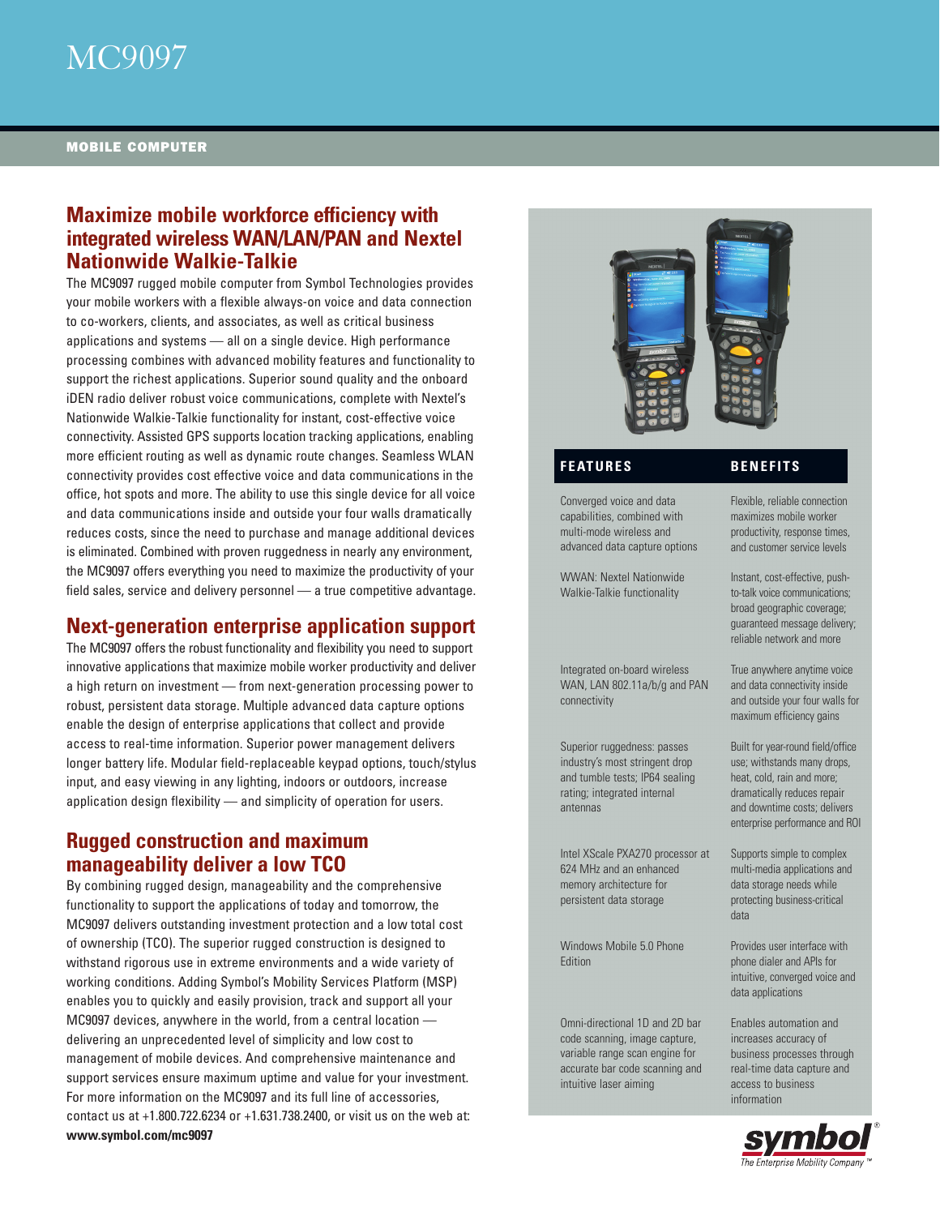# MC9097

**MOBILE COMPUTER**

## Maximize mobile workforce efficiency with integrated wireless WAN/LAN/PAN and Nextel Nationwide Walkie-Talkie

The MC9097 rugged mobile computer from Symbol Technologies provides your mobile workers with a flexible always-on voice and data connection to co-workers, clients, and associates, as well as critical business applications and systems — all on a single device. High performance processing combines with advanced mobility features and functionality to support the richest applications. Superior sound quality and the onboard iDEN radio deliver robust voice communications, complete with Nextel's Nationwide Walkie-Talkie functionality for instant, cost-effective voice connectivity. Assisted GPS supports location tracking applications, enabling more efficient routing as well as dynamic route changes. Seamless WLAN connectivity provides cost effective voice and data communications in the office, hot spots and more. The ability to use this single device for all voice and data communications inside and outside your four walls dramatically reduces costs, since the need to purchase and manage additional devices is eliminated. Combined with proven ruggedness in nearly any environment, the MC9097 offers everything you need to maximize the productivity of your field sales, service and delivery personnel — a true competitive advantage.

## Next-generation enterprise application support

The MC9097 offers the robust functionality and flexibility you need to support innovative applications that maximize mobile worker productivity and deliver a high return on investment — from next-generation processing power to robust, persistent data storage. Multiple advanced data capture options enable the design of enterprise applications that collect and provide access to real-time information. Superior power management delivers longer battery life. Modular field-replaceable keypad options, touch/stylus input, and easy viewing in any lighting, indoors or outdoors, increase application design flexibility — and simplicity of operation for users.

## Rugged construction and maximum manageability deliver a low TCO

By combining rugged design, manageability and the comprehensive functionality to support the applications of today and tomorrow, the MC9097 delivers outstanding investment protection and a low total cost of ownership (TCO). The superior rugged construction is designed to withstand rigorous use in extreme environments and a wide variety of working conditions. Adding Symbol's Mobility Services Platform (MSP) enables you to quickly and easily provision, track and support all your MC9097 devices, anywhere in the world, from a central location — delivering an unprecedented level of simplicity and low cost to management of mobile devices. And comprehensive maintenance and support services ensure maximum uptime and value for your investment. For more information on the MC9097 and its full line of accessories, contact us at +1.800.722.6234 or +1.631.738.2400, or visit us on the web at: **www.symbol.com/mc9097**

| FEATURES | BENEFITS |
|---|---|
| Converged voice and data capabilities, combined with multi-mode wireless and advanced data capture options | Flexible, reliable connection maximizes mobile worker productivity, response times, and customer service levels |
| WWAN: Nextel Nationwide Walkie-Talkie functionality | Instant, cost-effective, push-to-talk voice communications; broad geographic coverage; guaranteed message delivery; reliable network and more |
| Integrated on-board wireless WAN, LAN 802.11a/b/g and PAN connectivity | True anywhere anytime voice and data connectivity inside and outside your four walls for maximum efficiency gains |
| Superior ruggedness: passes industry's most stringent drop and tumble tests; IP64 sealing rating; integrated internal antennas | Built for year-round field/office use; withstands many drops, heat, cold, rain and more; dramatically reduces repair and downtime costs; delivers enterprise performance and ROI |
| Intel XScale PXA270 processor at 624 MHz and an enhanced memory architecture for persistent data storage | Supports simple to complex multi-media applications and data storage needs while protecting business-critical data |
| Windows Mobile 5.0 Phone Edition | Provides user interface with phone dialer and APIs for intuitive, converged voice and data applications |
| Omni-directional 1D and 2D bar code scanning, image capture, variable range scan engine for accurate bar code scanning and intuitive laser aiming | Enables automation and increases accuracy of business processes through real-time data capture and access to business information |

**symbol®**
*The Enterprise Mobility Company™*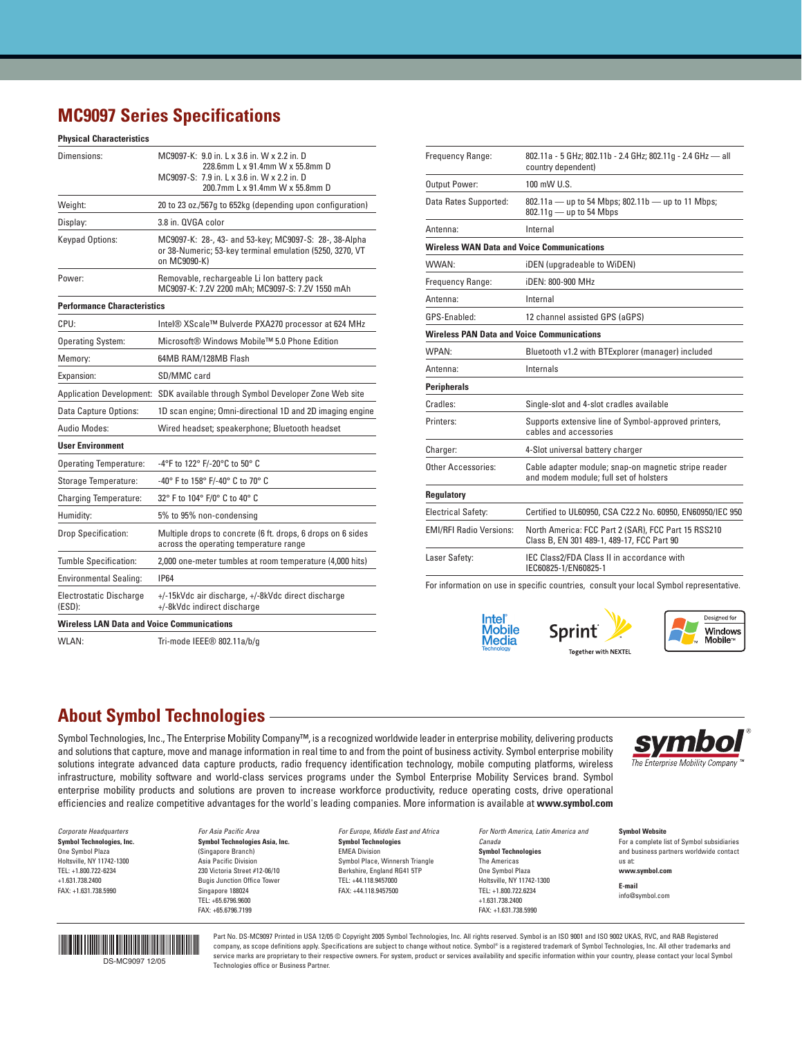## MC9097 Series Specifications

| | |
|---|---|
| **Physical Characteristics** | |
| Dimensions: | MC9097-K: 9.0 in. L x 3.6 in. W x 2.2 in. D 228.6mm L x 91.4mm W x 55.8mm D<br>MC9097-S: 7.9 in. L x 3.6 in. W x 2.2 in. D 200.7mm L x 91.4mm W x 55.8mm D |
| Weight: | 20 to 23 oz./567g to 652kg (depending upon configuration) |
| Display: | 3.8 in. QVGA color |
| Keypad Options: | MC9097-K: 28-, 43- and 53-key; MC9097-S: 28-, 38-Alpha or 38-Numeric; 53-key terminal emulation (5250, 3270, VT on MC9090-K) |
| Power: | Removable, rechargeable Li Ion battery pack MC9097-K: 7.2V 2200 mAh; MC9097-S: 7.2V 1550 mAh |
| **Performance Characteristics** | |
| CPU: | Intel® XScale™ Bulverde PXA270 processor at 624 MHz |
| Operating System: | Microsoft® Windows Mobile™ 5.0 Phone Edition |
| Memory: | 64MB RAM/128MB Flash |
| Expansion: | SD/MMC card |
| Application Development: | SDK available through Symbol Developer Zone Web site |
| Data Capture Options: | 1D scan engine; Omni-directional 1D and 2D imaging engine |
| Audio Modes: | Wired headset; speakerphone; Bluetooth headset |
| **User Environment** | |
| Operating Temperature: | -4°F to 122° F/-20°C to 50° C |
| Storage Temperature: | -40° F to 158° F/-40° C to 70° C |
| Charging Temperature: | 32° F to 104° F/0° C to 40° C |
| Humidity: | 5% to 95% non-condensing |
| Drop Specification: | Multiple drops to concrete (6 ft. drops, 6 drops on 6 sides across the operating temperature range |
| Tumble Specification: | 2,000 one-meter tumbles at room temperature (4,000 hits) |
| Environmental Sealing: | IP64 |
| Electrostatic Discharge (ESD): | +/-15kVdc air discharge, +/-8kVdc direct discharge +/-8kVdc indirect discharge |
| **Wireless LAN Data and Voice Communications** | |
| WLAN: | Tri-mode IEEE® 802.11a/b/g |
| Frequency Range: | 802.11a - 5 GHz; 802.11b - 2.4 GHz; 802.11g - 2.4 GHz — all country dependent) |
| Output Power: | 100 mW U.S. |
| Data Rates Supported: | 802.11a — up to 54 Mbps; 802.11b — up to 11 Mbps; 802.11g — up to 54 Mbps |
| Antenna: | Internal |
| **Wireless WAN Data and Voice Communications** | |
| WWAN: | iDEN (upgradeable to WiDEN) |
| Frequency Range: | iDEN: 800-900 MHz |
| Antenna: | Internal |
| GPS-Enabled: | 12 channel assisted GPS (aGPS) |
| **Wireless PAN Data and Voice Communications** | |
| WPAN: | Bluetooth v1.2 with BTExplorer (manager) included |
| Antenna: | Internals |
| **Peripherals** | |
| Cradles: | Single-slot and 4-slot cradles available |
| Printers: | Supports extensive line of Symbol-approved printers, cables and accessories |
| Charger: | 4-Slot universal battery charger |
| Other Accessories: | Cable adapter module; snap-on magnetic stripe reader and modem module; full set of holsters |
| **Regulatory** | |
| Electrical Safety: | Certified to UL60950, CSA C22.2 No. 60950, EN60950/IEC 950 |
| EMI/RFI Radio Versions: | North America: FCC Part 2 (SAR), FCC Part 15 RSS210 Class B, EN 301 489-1, 489-17, FCC Part 90 |
| Laser Safety: | IEC Class2/FDA Class II in accordance with IEC60825-1/EN60825-1 |

For information on use in specific countries, consult your local Symbol representative.

## About Symbol Technologies

Symbol Technologies, Inc., The Enterprise Mobility Company™, is a recognized worldwide leader in enterprise mobility, delivering products and solutions that capture, move and manage information in real time to and from the point of business activity. Symbol enterprise mobility solutions integrate advanced data capture products, radio frequency identification technology, mobile computing platforms, wireless infrastructure, mobility software and world-class services programs under the Symbol Enterprise Mobility Services brand. Symbol enterprise mobility products and solutions are proven to increase workforce productivity, reduce operating costs, drive operational efficiencies and realize competitive advantages for the world's leading companies. More information is available at **www.symbol.com**

*Corporate Headquarters*
**Symbol Technologies, Inc.**
One Symbol Plaza
Holtsville, NY 11742-1300
TEL: +1.800.722-6234
+1.631.738.2400
FAX: +1.631.738.5990

*For Asia Pacific Area*
**Symbol Technologies Asia, Inc.**
(Singapore Branch)
Asia Pacific Division
230 Victoria Street #12-06/10
Bugis Junction Office Tower
Singapore 188024
TEL: +65.6796.9600
FAX: +65.6796.7199

*For Europe, Middle East and Africa*
**Symbol Technologies**
EMEA Division
Symbol Place, Winnersh Triangle
Berkshire, England RG41 5TP
TEL: +44.118.9457000
FAX: +44.118.9457500

*For North America, Latin America and Canada*
**Symbol Technologies**
The Americas
One Symbol Plaza
Holtsville, NY 11742-1300
TEL: +1.800.722.6234
+1.631.738.2400
FAX: +1.631.738.5990

**Symbol Website**
For a complete list of Symbol subsidiaries and business partners worldwide contact us at:
**www.symbol.com**

**E-mail**
info@symbol.com

DS-MC9097 12/05

Part No. DS-MC9097 Printed in USA 12/05 © Copyright 2005 Symbol Technologies, Inc. All rights reserved. Symbol is an ISO 9001 and ISO 9002 UKAS, RVC, and RAB Registered company, as scope definitions apply. Specifications are subject to change without notice. Symbol® is a registered trademark of Symbol Technologies, Inc. All other trademarks and service marks are proprietary to their respective owners. For system, product or services availability and specific information within your country, please contact your local Symbol Technologies office or Business Partner.